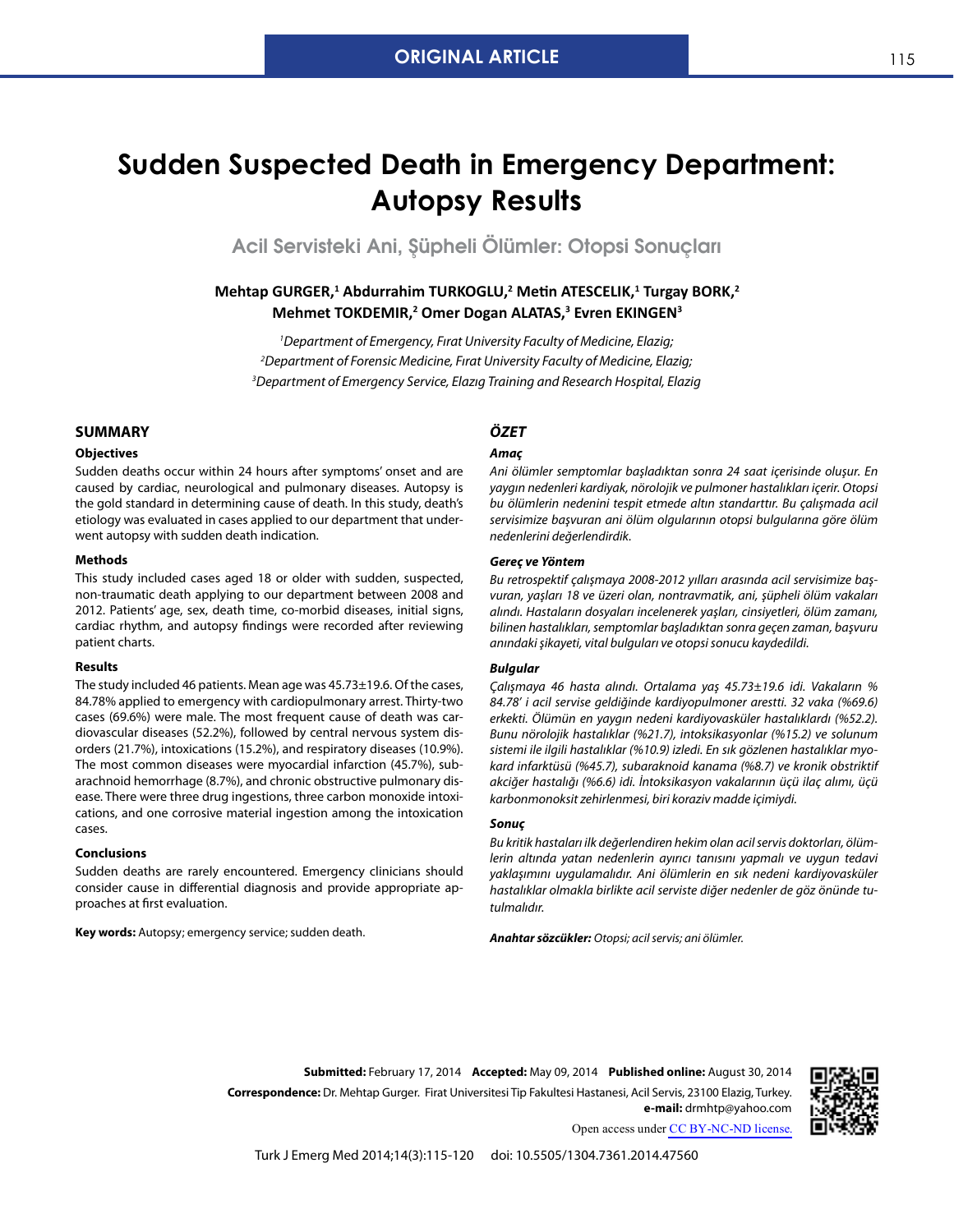ORIGINAL ARTICLE

# Sudden Suspected Death in Emergency Department: Autopsy Results

## Acil Servisteki Ani, Şüpheli Ölümler: Otopsi Sonuçları

**Mehtap GURGER,[1] Abdurrahim TURKOGLU,[2] Metin ATESCELIK,[1] Turgay BORK,[2] Mehmet TOKDEMIR,[2] Omer Dogan ALATAS,[3] Evren EKINGEN[3]**

*[1]Department of Emergency, Fırat University Faculty of Medicine, Elazig;*
*[2]Department of Forensic Medicine, Fırat University Faculty of Medicine, Elazig;*
*[3]Department of Emergency Service, Elazıg Training and Research Hospital, Elazig*

## SUMMARY

### Objectives

Sudden deaths occur within 24 hours after symptoms' onset and are caused by cardiac, neurological and pulmonary diseases. Autopsy is the gold standard in determining cause of death. In this study, death's etiology was evaluated in cases applied to our department that underwent autopsy with sudden death indication.

### Methods

This study included cases aged 18 or older with sudden, suspected, non-traumatic death applying to our department between 2008 and 2012. Patients' age, sex, death time, co-morbid diseases, initial signs, cardiac rhythm, and autopsy findings were recorded after reviewing patient charts.

### Results

The study included 46 patients. Mean age was 45.73±19.6. Of the cases, 84.78% applied to emergency with cardiopulmonary arrest. Thirty-two cases (69.6%) were male. The most frequent cause of death was cardiovascular diseases (52.2%), followed by central nervous system disorders (21.7%), intoxications (15.2%), and respiratory diseases (10.9%). The most common diseases were myocardial infarction (45.7%), subarachnoid hemorrhage (8.7%), and chronic obstructive pulmonary disease. There were three drug ingestions, three carbon monoxide intoxications, and one corrosive material ingestion among the intoxication cases.

### Conclusions

Sudden deaths are rarely encountered. Emergency clinicians should consider cause in differential diagnosis and provide appropriate approaches at first evaluation.

**Key words:** Autopsy; emergency service; sudden death.

## *ÖZET*

### *Amaç*

*Ani ölümler semptomlar başladıktan sonra 24 saat içerisinde oluşur. En yaygın nedenleri kardiyak, nörolojik ve pulmoner hastalıkları içerir. Otopsi bu ölümlerin nedenini tespit etmede altın standarttır. Bu çalışmada acil servisimize başvuran ani ölüm olgularının otopsi bulgularına göre ölüm nedenlerini değerlendirdik.*

### *Gereç ve Yöntem*

*Bu retrospektif çalışmaya 2008-2012 yılları arasında acil servisimize başvuran, yaşları 18 ve üzeri olan, nontravmatik, ani, şüpheli ölüm vakaları alındı. Hastaların dosyaları incelenerek yaşları, cinsiyetleri, ölüm zamanı, bilinen hastalıkları, semptomlar başladıktan sonra geçen zaman, başvuru anındaki şikayeti, vital bulguları ve otopsi sonucu kaydedildi.*

### *Bulgular*

*Çalışmaya 46 hasta alındı. Ortalama yaş 45.73±19.6 idi. Vakaların % 84.78' i acil servise geldiğinde kardiyopulmoner arestti. 32 vaka (%69.6) erkekti. Ölümün en yaygın nedeni kardiyovasküler hastalıklardı (%52.2). Bunu nörolojik hastalıklar (%21.7), intoksikasyonlar (%15.2) ve solunum sistemi ile ilgili hastalıklar (%10.9) izledi. En sık gözlenen hastalıklar myokard infarktüsü (%45.7), subaraknoid kanama (%8.7) ve kronik obstriktif akciğer hastalığı (%6.6) idi. İntoksikasyon vakalarının üçü ilaç alımı, üçü karbonmonoksit zehirlenmesi, biri koraziv madde içimiydi.*

### *Sonuç*

*Bu kritik hastaları ilk değerlendiren hekim olan acil servis doktorları, ölümlerin altında yatan nedenlerin ayırıcı tanısını yapmalı ve uygun tedavi yaklaşımını uygulamalıdır. Ani ölümlerin en sık nedeni kardiyovasküler hastalıklar olmakla birlikte acil serviste diğer nedenler de göz önünde tutulmalıdır.*

***Anahtar sözcükler:*** *Otopsi; acil servis; ani ölümler.*

**Submitted:** February 17, 2014 **Accepted:** May 09, 2014 **Published online:** August 30, 2014

**Correspondence:** Dr. Mehtap Gurger. Firat Universitesi Tip Fakultesi Hastanesi, Acil Servis, 23100 Elazig, Turkey.
**e-mail:** drmhtp@yahoo.com

Open access under CC BY-NC-ND license.

Turk J Emerg Med 2014;14(3):115-120 doi: 10.5505/1304.7361.2014.47560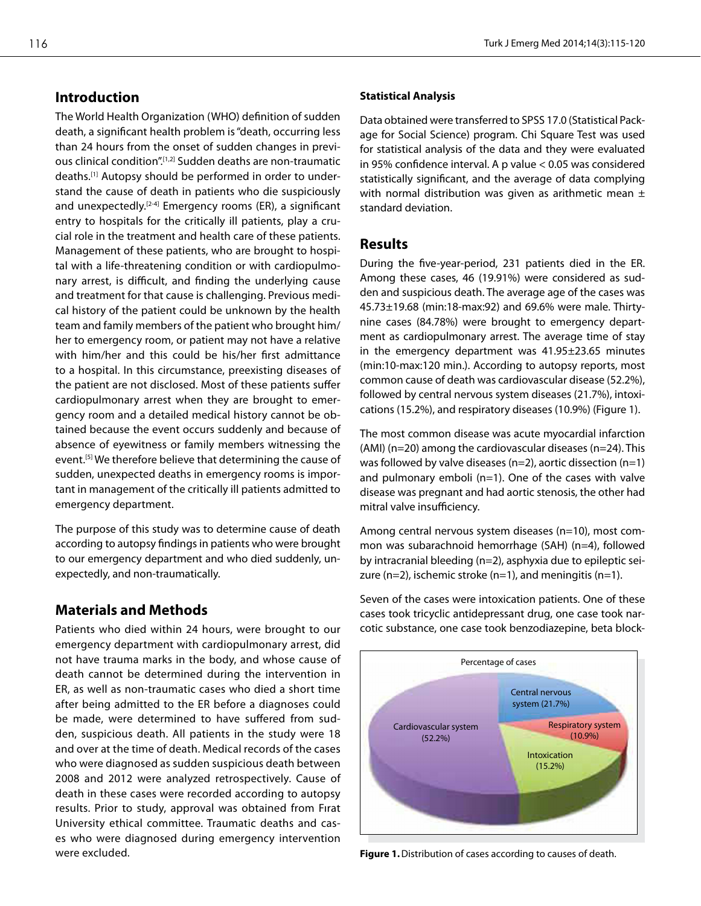## Introduction

The World Health Organization (WHO) definition of sudden death, a significant health problem is "death, occurring less than 24 hours from the onset of sudden changes in previous clinical condition".[1,2] Sudden deaths are non-traumatic deaths.[1] Autopsy should be performed in order to understand the cause of death in patients who die suspiciously and unexpectedly.[2-4] Emergency rooms (ER), a significant entry to hospitals for the critically ill patients, play a crucial role in the treatment and health care of these patients. Management of these patients, who are brought to hospital with a life-threatening condition or with cardiopulmonary arrest, is difficult, and finding the underlying cause and treatment for that cause is challenging. Previous medical history of the patient could be unknown by the health team and family members of the patient who brought him/her to emergency room, or patient may not have a relative with him/her and this could be his/her first admittance to a hospital. In this circumstance, preexisting diseases of the patient are not disclosed. Most of these patients suffer cardiopulmonary arrest when they are brought to emergency room and a detailed medical history cannot be obtained because the event occurs suddenly and because of absence of eyewitness or family members witnessing the event.[5] We therefore believe that determining the cause of sudden, unexpected deaths in emergency rooms is important in management of the critically ill patients admitted to emergency department.

The purpose of this study was to determine cause of death according to autopsy findings in patients who were brought to our emergency department and who died suddenly, unexpectedly, and non-traumatically.

## Materials and Methods

Patients who died within 24 hours, were brought to our emergency department with cardiopulmonary arrest, did not have trauma marks in the body, and whose cause of death cannot be determined during the intervention in ER, as well as non-traumatic cases who died a short time after being admitted to the ER before a diagnoses could be made, were determined to have suffered from sudden, suspicious death. All patients in the study were 18 and over at the time of death. Medical records of the cases who were diagnosed as sudden suspicious death between 2008 and 2012 were analyzed retrospectively. Cause of death in these cases were recorded according to autopsy results. Prior to study, approval was obtained from Fırat University ethical committee. Traumatic deaths and cases who were diagnosed during emergency intervention were excluded.

### Statistical Analysis

Data obtained were transferred to SPSS 17.0 (Statistical Package for Social Science) program. Chi Square Test was used for statistical analysis of the data and they were evaluated in 95% confidence interval. A p value < 0.05 was considered statistically significant, and the average of data complying with normal distribution was given as arithmetic mean ± standard deviation.

## Results

During the five-year-period, 231 patients died in the ER. Among these cases, 46 (19.91%) were considered as sudden and suspicious death. The average age of the cases was 45.73±19.68 (min:18-max:92) and 69.6% were male. Thirty-nine cases (84.78%) were brought to emergency department as cardiopulmonary arrest. The average time of stay in the emergency department was 41.95±23.65 minutes (min:10-max:120 min.). According to autopsy reports, most common cause of death was cardiovascular disease (52.2%), followed by central nervous system diseases (21.7%), intoxications (15.2%), and respiratory diseases (10.9%) (Figure 1).

The most common disease was acute myocardial infarction (AMI) (n=20) among the cardiovascular diseases (n=24). This was followed by valve diseases (n=2), aortic dissection (n=1) and pulmonary emboli (n=1). One of the cases with valve disease was pregnant and had aortic stenosis, the other had mitral valve insufficiency.

Among central nervous system diseases (n=10), most common was subarachnoid hemorrhage (SAH) (n=4), followed by intracranial bleeding (n=2), asphyxia due to epileptic seizure (n=2), ischemic stroke (n=1), and meningitis (n=1).

Seven of the cases were intoxication patients. One of these cases took tricyclic antidepressant drug, one case took narcotic substance, one case took benzodiazepine, beta block-

Percentage of cases

Cardiovascular system (52.2%)
Central nervous system (21.7%)
Respiratory system (10.9%)
Intoxication (15.2%)

**Figure 1.** Distribution of cases according to causes of death.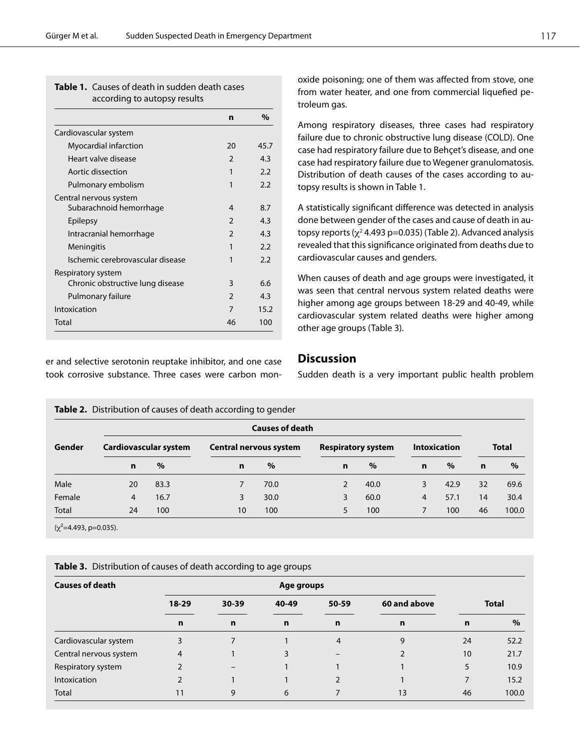**Table 1.** Causes of death in sudden death cases according to autopsy results

| | n | % |
|---|---|---|
| Cardiovascular system | | |
| Myocardial infarction | 20 | 45.7 |
| Heart valve disease | 2 | 4.3 |
| Aortic dissection | 1 | 2.2 |
| Pulmonary embolism | 1 | 2.2 |
| Central nervous system | | |
| Subarachnoid hemorrhage | 4 | 8.7 |
| Epilepsy | 2 | 4.3 |
| Intracranial hemorrhage | 2 | 4.3 |
| Meningitis | 1 | 2.2 |
| Ischemic cerebrovascular disease | 1 | 2.2 |
| Respiratory system | | |
| Chronic obstructive lung disease | 3 | 6.6 |
| Pulmonary failure | 2 | 4.3 |
| Intoxication | 7 | 15.2 |
| Total | 46 | 100 |

er and selective serotonin reuptake inhibitor, and one case took corrosive substance. Three cases were carbon monoxide poisoning; one of them was affected from stove, one from water heater, and one from commercial liquefied petroleum gas.

Among respiratory diseases, three cases had respiratory failure due to chronic obstructive lung disease (COLD). One case had respiratory failure due to Behçet's disease, and one case had respiratory failure due to Wegener granulomatosis. Distribution of death causes of the cases according to autopsy results is shown in Table 1.

A statistically significant difference was detected in analysis done between gender of the cases and cause of death in autopsy reports ($\chi^2$ 4.493 p=0.035) (Table 2). Advanced analysis revealed that this significance originated from deaths due to cardiovascular causes and genders.

When causes of death and age groups were investigated, it was seen that central nervous system related deaths were higher among age groups between 18-29 and 40-49, while cardiovascular system related deaths were higher among other age groups (Table 3).

## Discussion

Sudden death is a very important public health problem

**Table 2.** Distribution of causes of death according to gender

| Gender | Causes of death | | | | | | | | Total | |
|---|---|---|---|---|---|---|---|---|---|---|
| | Cardiovascular system | | Central nervous system | | Respiratory system | | Intoxication | | | |
| | n | % | n | % | n | % | n | % | n | % |
| Male | 20 | 83.3 | 7 | 70.0 | 2 | 40.0 | 3 | 42.9 | 32 | 69.6 |
| Female | 4 | 16.7 | 3 | 30.0 | 3 | 60.0 | 4 | 57.1 | 14 | 30.4 |
| Total | 24 | 100 | 10 | 100 | 5 | 100 | 7 | 100 | 46 | 100.0 |

($\chi^2$=4.493, p=0.035).

**Table 3.** Distribution of causes of death according to age groups

| Causes of death | Age groups | | | | | Total | |
|---|---|---|---|---|---|---|---|
| | 18-29 | 30-39 | 40-49 | 50-59 | 60 and above | | |
| | n | n | n | n | n | n | % |
| Cardiovascular system | 3 | 7 | 1 | 4 | 9 | 24 | 52.2 |
| Central nervous system | 4 | 1 | 3 | – | 2 | 10 | 21.7 |
| Respiratory system | 2 | – | 1 | 1 | 1 | 5 | 10.9 |
| Intoxication | 2 | 1 | 1 | 2 | 1 | 7 | 15.2 |
| Total | 11 | 9 | 6 | 7 | 13 | 46 | 100.0 |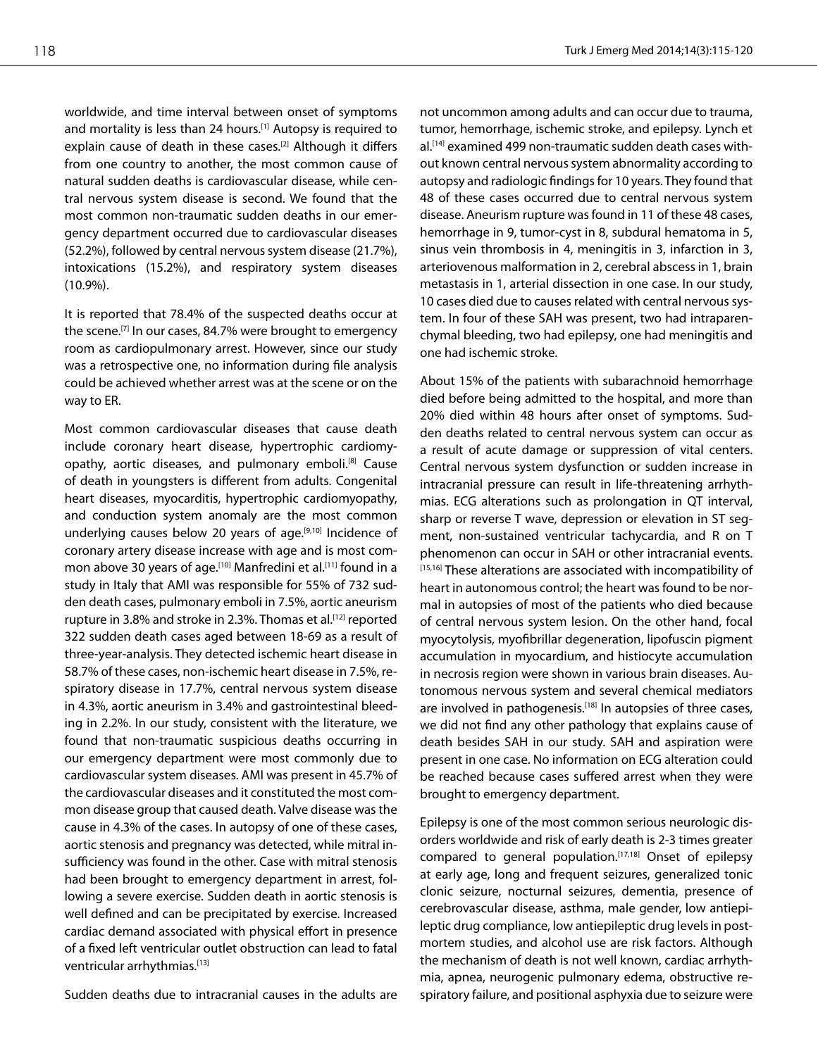worldwide, and time interval between onset of symptoms and mortality is less than 24 hours.[1] Autopsy is required to explain cause of death in these cases.[2] Although it differs from one country to another, the most common cause of natural sudden deaths is cardiovascular disease, while central nervous system disease is second. We found that the most common non-traumatic sudden deaths in our emergency department occurred due to cardiovascular diseases (52.2%), followed by central nervous system disease (21.7%), intoxications (15.2%), and respiratory system diseases (10.9%).

It is reported that 78.4% of the suspected deaths occur at the scene.[7] In our cases, 84.7% were brought to emergency room as cardiopulmonary arrest. However, since our study was a retrospective one, no information during file analysis could be achieved whether arrest was at the scene or on the way to ER.

Most common cardiovascular diseases that cause death include coronary heart disease, hypertrophic cardiomyopathy, aortic diseases, and pulmonary emboli.[8] Cause of death in youngsters is different from adults. Congenital heart diseases, myocarditis, hypertrophic cardiomyopathy, and conduction system anomaly are the most common underlying causes below 20 years of age.[9,10] Incidence of coronary artery disease increase with age and is most common above 30 years of age.[10] Manfredini et al.[11] found in a study in Italy that AMI was responsible for 55% of 732 sudden death cases, pulmonary emboli in 7.5%, aortic aneurism rupture in 3.8% and stroke in 2.3%. Thomas et al.[12] reported 322 sudden death cases aged between 18-69 as a result of three-year-analysis. They detected ischemic heart disease in 58.7% of these cases, non-ischemic heart disease in 7.5%, respiratory disease in 17.7%, central nervous system disease in 4.3%, aortic aneurism in 3.4% and gastrointestinal bleeding in 2.2%. In our study, consistent with the literature, we found that non-traumatic suspicious deaths occurring in our emergency department were most commonly due to cardiovascular system diseases. AMI was present in 45.7% of the cardiovascular diseases and it constituted the most common disease group that caused death. Valve disease was the cause in 4.3% of the cases. In autopsy of one of these cases, aortic stenosis and pregnancy was detected, while mitral insufficiency was found in the other. Case with mitral stenosis had been brought to emergency department in arrest, following a severe exercise. Sudden death in aortic stenosis is well defined and can be precipitated by exercise. Increased cardiac demand associated with physical effort in presence of a fixed left ventricular outlet obstruction can lead to fatal ventricular arrhythmias.[13]

Sudden deaths due to intracranial causes in the adults are not uncommon among adults and can occur due to trauma, tumor, hemorrhage, ischemic stroke, and epilepsy. Lynch et al.[14] examined 499 non-traumatic sudden death cases without known central nervous system abnormality according to autopsy and radiologic findings for 10 years. They found that 48 of these cases occurred due to central nervous system disease. Aneurism rupture was found in 11 of these 48 cases, hemorrhage in 9, tumor-cyst in 8, subdural hematoma in 5, sinus vein thrombosis in 4, meningitis in 3, infarction in 3, arteriovenous malformation in 2, cerebral abscess in 1, brain metastasis in 1, arterial dissection in one case. In our study, 10 cases died due to causes related with central nervous system. In four of these SAH was present, two had intraparenchymal bleeding, two had epilepsy, one had meningitis and one had ischemic stroke.

About 15% of the patients with subarachnoid hemorrhage died before being admitted to the hospital, and more than 20% died within 48 hours after onset of symptoms. Sudden deaths related to central nervous system can occur as a result of acute damage or suppression of vital centers. Central nervous system dysfunction or sudden increase in intracranial pressure can result in life-threatening arrhythmias. ECG alterations such as prolongation in QT interval, sharp or reverse T wave, depression or elevation in ST segment, non-sustained ventricular tachycardia, and R on T phenomenon can occur in SAH or other intracranial events.[15,16] These alterations are associated with incompatibility of heart in autonomous control; the heart was found to be normal in autopsies of most of the patients who died because of central nervous system lesion. On the other hand, focal myocytolysis, myofibrillar degeneration, lipofuscin pigment accumulation in myocardium, and histiocyte accumulation in necrosis region were shown in various brain diseases. Autonomous nervous system and several chemical mediators are involved in pathogenesis.[18] In autopsies of three cases, we did not find any other pathology that explains cause of death besides SAH in our study. SAH and aspiration were present in one case. No information on ECG alteration could be reached because cases suffered arrest when they were brought to emergency department.

Epilepsy is one of the most common serious neurologic disorders worldwide and risk of early death is 2-3 times greater compared to general population.[17,18] Onset of epilepsy at early age, long and frequent seizures, generalized tonic clonic seizure, nocturnal seizures, dementia, presence of cerebrovascular disease, asthma, male gender, low antiepileptic drug compliance, low antiepileptic drug levels in postmortem studies, and alcohol use are risk factors. Although the mechanism of death is not well known, cardiac arrhythmia, apnea, neurogenic pulmonary edema, obstructive respiratory failure, and positional asphyxia due to seizure were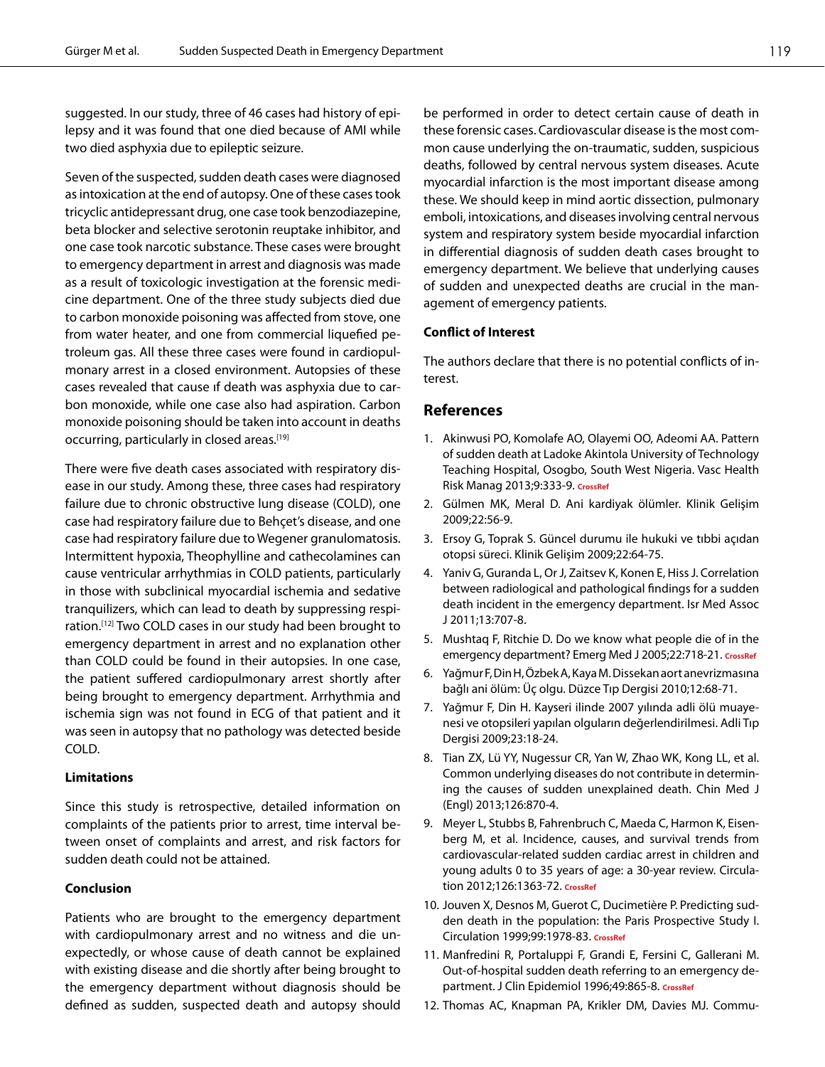suggested. In our study, three of 46 cases had history of epilepsy and it was found that one died because of AMI while two died asphyxia due to epileptic seizure.

Seven of the suspected, sudden death cases were diagnosed as intoxication at the end of autopsy. One of these cases took tricyclic antidepressant drug, one case took benzodiazepine, beta blocker and selective serotonin reuptake inhibitor, and one case took narcotic substance. These cases were brought to emergency department in arrest and diagnosis was made as a result of toxicologic investigation at the forensic medicine department. One of the three study subjects died due to carbon monoxide poisoning was affected from stove, one from water heater, and one from commercial liquefied petroleum gas. All these three cases were found in cardiopulmonary arrest in a closed environment. Autopsies of these cases revealed that cause ıf death was asphyxia due to carbon monoxide, while one case also had aspiration. Carbon monoxide poisoning should be taken into account in deaths occurring, particularly in closed areas.[19]

There were five death cases associated with respiratory disease in our study. Among these, three cases had respiratory failure due to chronic obstructive lung disease (COLD), one case had respiratory failure due to Behçet's disease, and one case had respiratory failure due to Wegener granulomatosis. Intermittent hypoxia, Theophylline and cathecolamines can cause ventricular arrhythmias in COLD patients, particularly in those with subclinical myocardial ischemia and sedative tranquilizers, which can lead to death by suppressing respiration.[12] Two COLD cases in our study had been brought to emergency department in arrest and no explanation other than COLD could be found in their autopsies. In one case, the patient suffered cardiopulmonary arrest shortly after being brought to emergency department. Arrhythmia and ischemia sign was not found in ECG of that patient and it was seen in autopsy that no pathology was detected beside COLD.

### Limitations

Since this study is retrospective, detailed information on complaints of the patients prior to arrest, time interval between onset of complaints and arrest, and risk factors for sudden death could not be attained.

### Conclusion

Patients who are brought to the emergency department with cardiopulmonary arrest and no witness and die unexpectedly, or whose cause of death cannot be explained with existing disease and die shortly after being brought to the emergency department without diagnosis should be defined as sudden, suspected death and autopsy should be performed in order to detect certain cause of death in these forensic cases. Cardiovascular disease is the most common cause underlying the on-traumatic, sudden, suspicious deaths, followed by central nervous system diseases. Acute myocardial infarction is the most important disease among these. We should keep in mind aortic dissection, pulmonary emboli, intoxications, and diseases involving central nervous system and respiratory system beside myocardial infarction in differential diagnosis of sudden death cases brought to emergency department. We believe that underlying causes of sudden and unexpected deaths are crucial in the management of emergency patients.

### Conflict of Interest

The authors declare that there is no potential conflicts of interest.

## References

1. Akinwusi PO, Komolafe AO, Olayemi OO, Adeomi AA. Pattern of sudden death at Ladoke Akintola University of Technology Teaching Hospital, Osogbo, South West Nigeria. Vasc Health Risk Manag 2013;9:333-9. CrossRef
2. Gülmen MK, Meral D. Ani kardiyak ölümler. Klinik Gelişim 2009;22:56-9.
3. Ersoy G, Toprak S. Güncel durumu ile hukuki ve tıbbi açıdan otopsi süreci. Klinik Gelişim 2009;22:64-75.
4. Yaniv G, Guranda L, Or J, Zaitsev K, Konen E, Hiss J. Correlation between radiological and pathological findings for a sudden death incident in the emergency department. Isr Med Assoc J 2011;13:707-8.
5. Mushtaq F, Ritchie D. Do we know what people die of in the emergency department? Emerg Med J 2005;22:718-21. CrossRef
6. Yağmur F, Din H, Özbek A, Kaya M. Dissekan aort anevrizmasına bağlı ani ölüm: Üç olgu. Düzce Tıp Dergisi 2010;12:68-71.
7. Yağmur F, Din H. Kayseri ilinde 2007 yılında adli ölü muayenesi ve otopsileri yapılan olguların değerlendirilmesi. Adli Tıp Dergisi 2009;23:18-24.
8. Tian ZX, Lü YY, Nugessur CR, Yan W, Zhao WK, Kong LL, et al. Common underlying diseases do not contribute in determining the causes of sudden unexplained death. Chin Med J (Engl) 2013;126:870-4.
9. Meyer L, Stubbs B, Fahrenbruch C, Maeda C, Harmon K, Eisenberg M, et al. Incidence, causes, and survival trends from cardiovascular-related sudden cardiac arrest in children and young adults 0 to 35 years of age: a 30-year review. Circulation 2012;126:1363-72. CrossRef
10. Jouven X, Desnos M, Guerot C, Ducimetière P. Predicting sudden death in the population: the Paris Prospective Study I. Circulation 1999;99:1978-83. CrossRef
11. Manfredini R, Portaluppi F, Grandi E, Fersini C, Gallerani M. Out-of-hospital sudden death referring to an emergency department. J Clin Epidemiol 1996;49:865-8. CrossRef
12. Thomas AC, Knapman PA, Krikler DM, Davies MJ. Commu-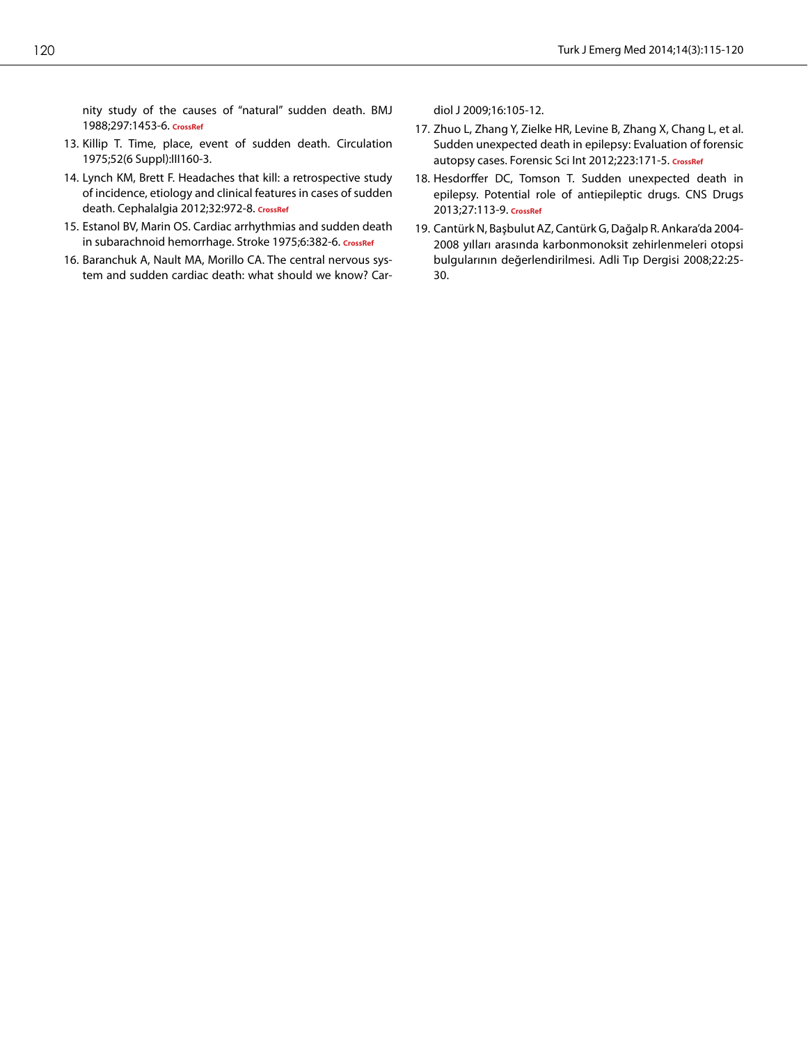nity study of the causes of "natural" sudden death. BMJ 1988;297:1453-6. CrossRef

13. Killip T. Time, place, event of sudden death. Circulation 1975;52(6 Suppl):III160-3.
14. Lynch KM, Brett F. Headaches that kill: a retrospective study of incidence, etiology and clinical features in cases of sudden death. Cephalalgia 2012;32:972-8. CrossRef
15. Estanol BV, Marin OS. Cardiac arrhythmias and sudden death in subarachnoid hemorrhage. Stroke 1975;6:382-6. CrossRef
16. Baranchuk A, Nault MA, Morillo CA. The central nervous system and sudden cardiac death: what should we know? Cardiol J 2009;16:105-12.
17. Zhuo L, Zhang Y, Zielke HR, Levine B, Zhang X, Chang L, et al. Sudden unexpected death in epilepsy: Evaluation of forensic autopsy cases. Forensic Sci Int 2012;223:171-5. CrossRef
18. Hesdorffer DC, Tomson T. Sudden unexpected death in epilepsy. Potential role of antiepileptic drugs. CNS Drugs 2013;27:113-9. CrossRef
19. Cantürk N, Başbulut AZ, Cantürk G, Dağalp R. Ankara'da 2004-2008 yılları arasında karbonmonoksit zehirlenmeleri otopsi bulgularının değerlendirilmesi. Adli Tıp Dergisi 2008;22:25-30.